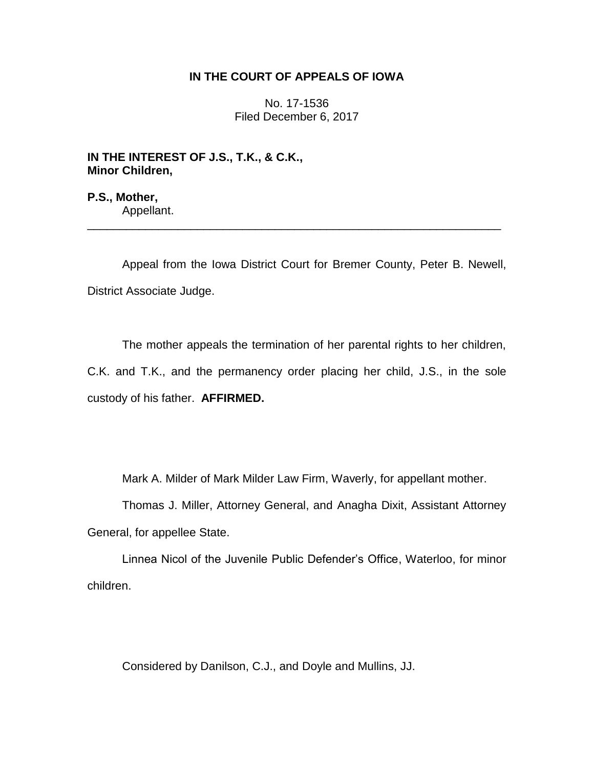**IN THE COURT OF APPEALS OF IOWA**

No. 17-1536
Filed December 6, 2017

**IN THE INTEREST OF J.S., T.K., & C.K., Minor Children,**

**P.S., Mother,**
Appellant.

---

Appeal from the Iowa District Court for Bremer County, Peter B. Newell, District Associate Judge.

The mother appeals the termination of her parental rights to her children, C.K. and T.K., and the permanency order placing her child, J.S., in the sole custody of his father. **AFFIRMED.**

Mark A. Milder of Mark Milder Law Firm, Waverly, for appellant mother.

Thomas J. Miller, Attorney General, and Anagha Dixit, Assistant Attorney General, for appellee State.

Linnea Nicol of the Juvenile Public Defender's Office, Waterloo, for minor children.

Considered by Danilson, C.J., and Doyle and Mullins, JJ.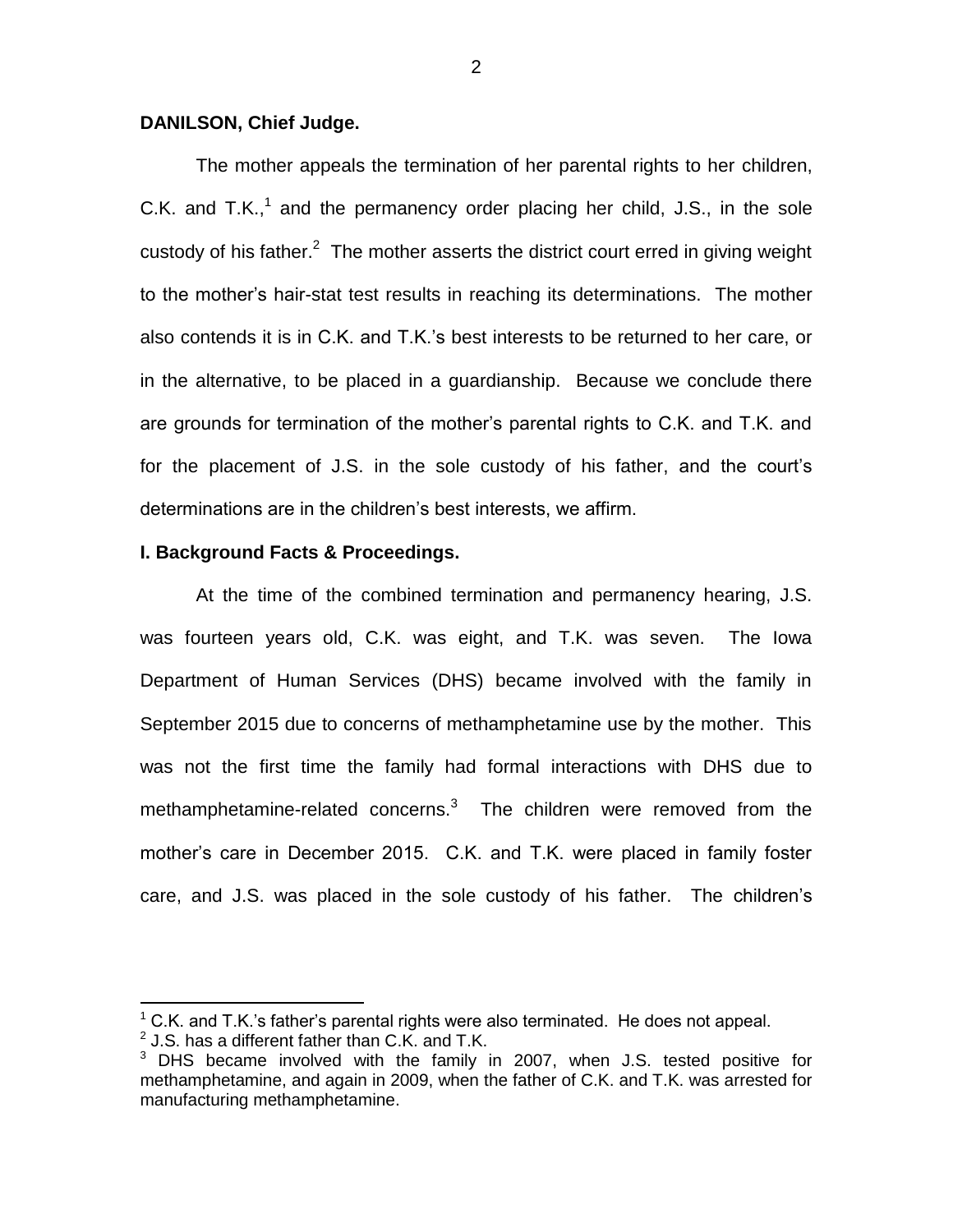**DANILSON, Chief Judge.**

The mother appeals the termination of her parental rights to her children, C.K. and T.K.,[1] and the permanency order placing her child, J.S., in the sole custody of his father.[2] The mother asserts the district court erred in giving weight to the mother's hair-stat test results in reaching its determinations. The mother also contends it is in C.K. and T.K.'s best interests to be returned to her care, or in the alternative, to be placed in a guardianship. Because we conclude there are grounds for termination of the mother's parental rights to C.K. and T.K. and for the placement of J.S. in the sole custody of his father, and the court's determinations are in the children's best interests, we affirm.

**I. Background Facts & Proceedings.**

At the time of the combined termination and permanency hearing, J.S. was fourteen years old, C.K. was eight, and T.K. was seven. The Iowa Department of Human Services (DHS) became involved with the family in September 2015 due to concerns of methamphetamine use by the mother. This was not the first time the family had formal interactions with DHS due to methamphetamine-related concerns.[3] The children were removed from the mother's care in December 2015. C.K. and T.K. were placed in family foster care, and J.S. was placed in the sole custody of his father. The children's

---

[1] C.K. and T.K.'s father's parental rights were also terminated. He does not appeal.

[2] J.S. has a different father than C.K. and T.K.

[3] DHS became involved with the family in 2007, when J.S. tested positive for methamphetamine, and again in 2009, when the father of C.K. and T.K. was arrested for manufacturing methamphetamine.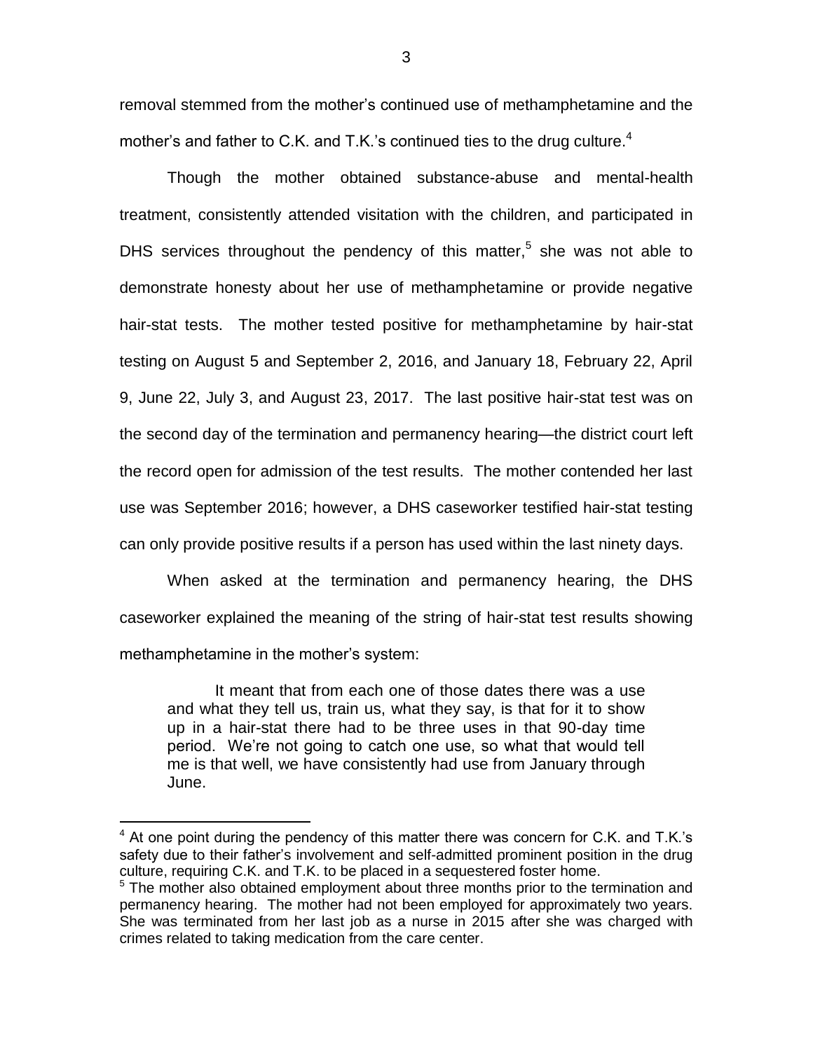removal stemmed from the mother's continued use of methamphetamine and the mother's and father to C.K. and T.K.'s continued ties to the drug culture.[4]

Though the mother obtained substance-abuse and mental-health treatment, consistently attended visitation with the children, and participated in DHS services throughout the pendency of this matter,[5] she was not able to demonstrate honesty about her use of methamphetamine or provide negative hair-stat tests. The mother tested positive for methamphetamine by hair-stat testing on August 5 and September 2, 2016, and January 18, February 22, April 9, June 22, July 3, and August 23, 2017. The last positive hair-stat test was on the second day of the termination and permanency hearing—the district court left the record open for admission of the test results. The mother contended her last use was September 2016; however, a DHS caseworker testified hair-stat testing can only provide positive results if a person has used within the last ninety days.

When asked at the termination and permanency hearing, the DHS caseworker explained the meaning of the string of hair-stat test results showing methamphetamine in the mother's system:

> It meant that from each one of those dates there was a use and what they tell us, train us, what they say, is that for it to show up in a hair-stat there had to be three uses in that 90-day time period. We're not going to catch one use, so what that would tell me is that well, we have consistently had use from January through June.

---

[4] At one point during the pendency of this matter there was concern for C.K. and T.K.'s safety due to their father's involvement and self-admitted prominent position in the drug culture, requiring C.K. and T.K. to be placed in a sequestered foster home.

[5] The mother also obtained employment about three months prior to the termination and permanency hearing. The mother had not been employed for approximately two years. She was terminated from her last job as a nurse in 2015 after she was charged with crimes related to taking medication from the care center.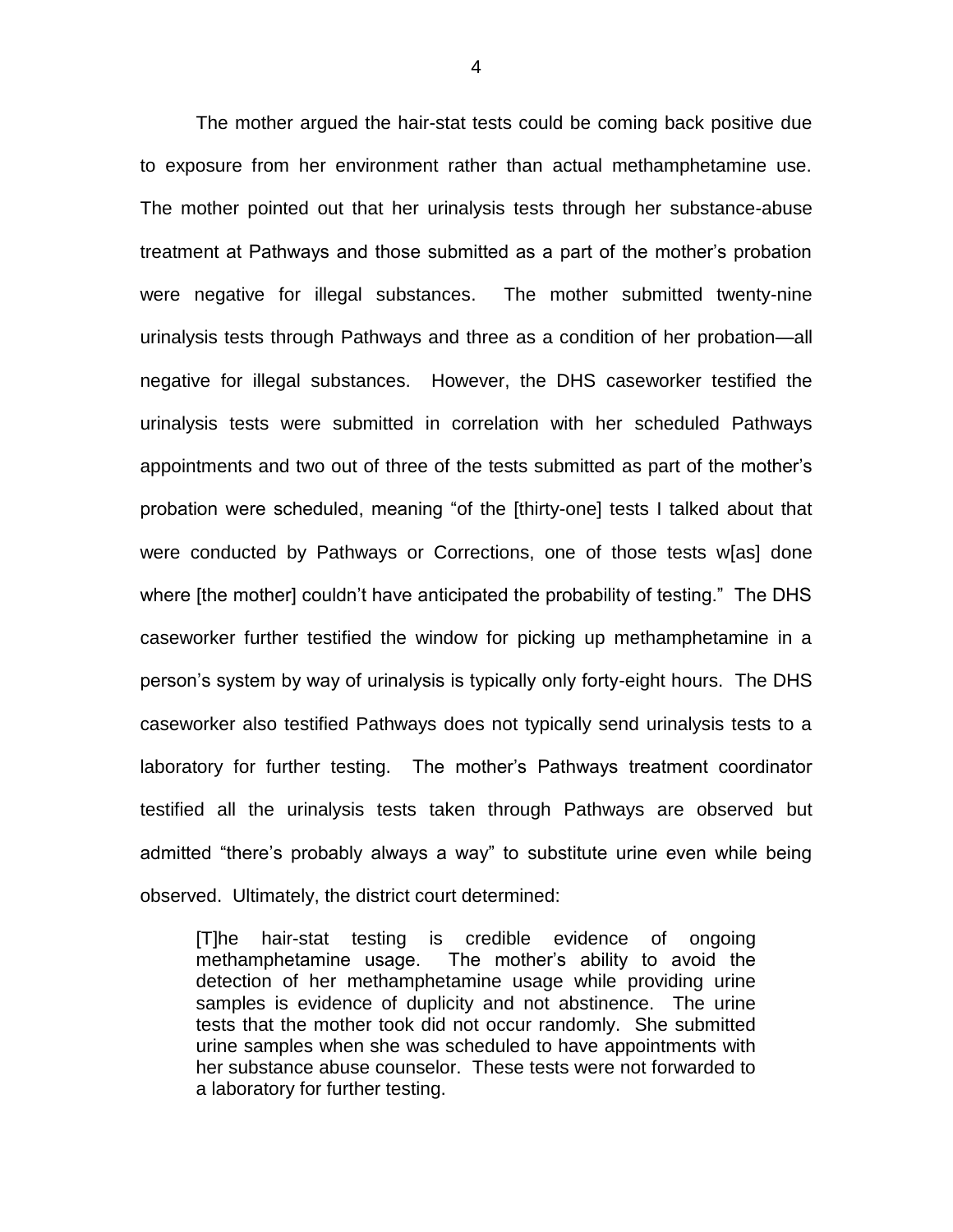The mother argued the hair-stat tests could be coming back positive due to exposure from her environment rather than actual methamphetamine use. The mother pointed out that her urinalysis tests through her substance-abuse treatment at Pathways and those submitted as a part of the mother's probation were negative for illegal substances. The mother submitted twenty-nine urinalysis tests through Pathways and three as a condition of her probation—all negative for illegal substances. However, the DHS caseworker testified the urinalysis tests were submitted in correlation with her scheduled Pathways appointments and two out of three of the tests submitted as part of the mother's probation were scheduled, meaning "of the [thirty-one] tests I talked about that were conducted by Pathways or Corrections, one of those tests w[as] done where [the mother] couldn't have anticipated the probability of testing." The DHS caseworker further testified the window for picking up methamphetamine in a person's system by way of urinalysis is typically only forty-eight hours. The DHS caseworker also testified Pathways does not typically send urinalysis tests to a laboratory for further testing. The mother's Pathways treatment coordinator testified all the urinalysis tests taken through Pathways are observed but admitted "there's probably always a way" to substitute urine even while being observed. Ultimately, the district court determined:

> [T]he hair-stat testing is credible evidence of ongoing methamphetamine usage. The mother's ability to avoid the detection of her methamphetamine usage while providing urine samples is evidence of duplicity and not abstinence. The urine tests that the mother took did not occur randomly. She submitted urine samples when she was scheduled to have appointments with her substance abuse counselor. These tests were not forwarded to a laboratory for further testing.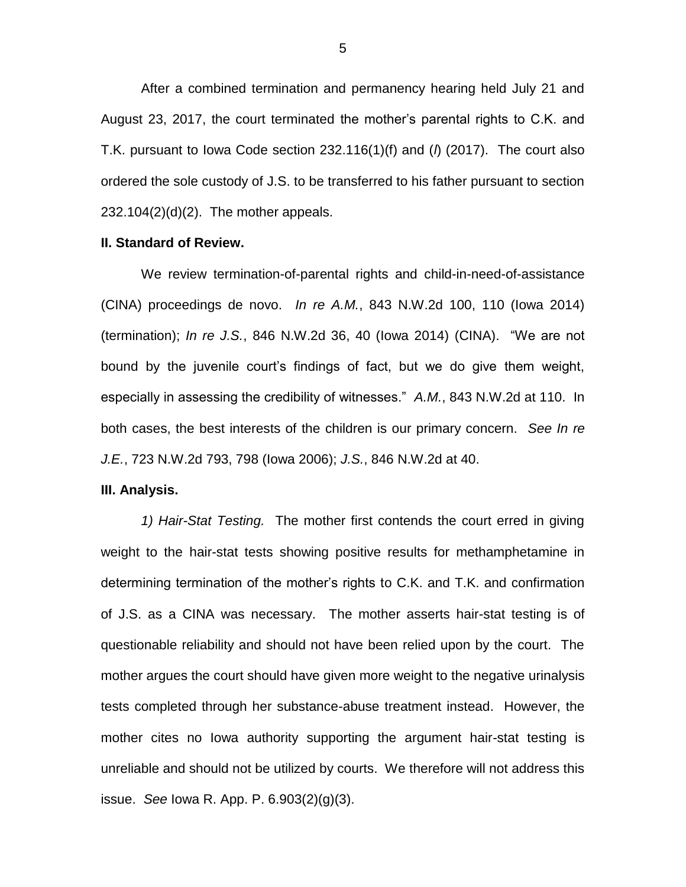After a combined termination and permanency hearing held July 21 and August 23, 2017, the court terminated the mother's parental rights to C.K. and T.K. pursuant to Iowa Code section 232.116(1)(f) and (*l*) (2017). The court also ordered the sole custody of J.S. to be transferred to his father pursuant to section 232.104(2)(d)(2). The mother appeals.

**II. Standard of Review.**

We review termination-of-parental rights and child-in-need-of-assistance (CINA) proceedings de novo. *In re A.M.*, 843 N.W.2d 100, 110 (Iowa 2014) (termination); *In re J.S.*, 846 N.W.2d 36, 40 (Iowa 2014) (CINA). "We are not bound by the juvenile court's findings of fact, but we do give them weight, especially in assessing the credibility of witnesses." *A.M.*, 843 N.W.2d at 110. In both cases, the best interests of the children is our primary concern. *See In re J.E.*, 723 N.W.2d 793, 798 (Iowa 2006); *J.S.*, 846 N.W.2d at 40.

**III. Analysis.**

*1) Hair-Stat Testing.* The mother first contends the court erred in giving weight to the hair-stat tests showing positive results for methamphetamine in determining termination of the mother's rights to C.K. and T.K. and confirmation of J.S. as a CINA was necessary. The mother asserts hair-stat testing is of questionable reliability and should not have been relied upon by the court. The mother argues the court should have given more weight to the negative urinalysis tests completed through her substance-abuse treatment instead. However, the mother cites no Iowa authority supporting the argument hair-stat testing is unreliable and should not be utilized by courts. We therefore will not address this issue. *See* Iowa R. App. P. 6.903(2)(g)(3).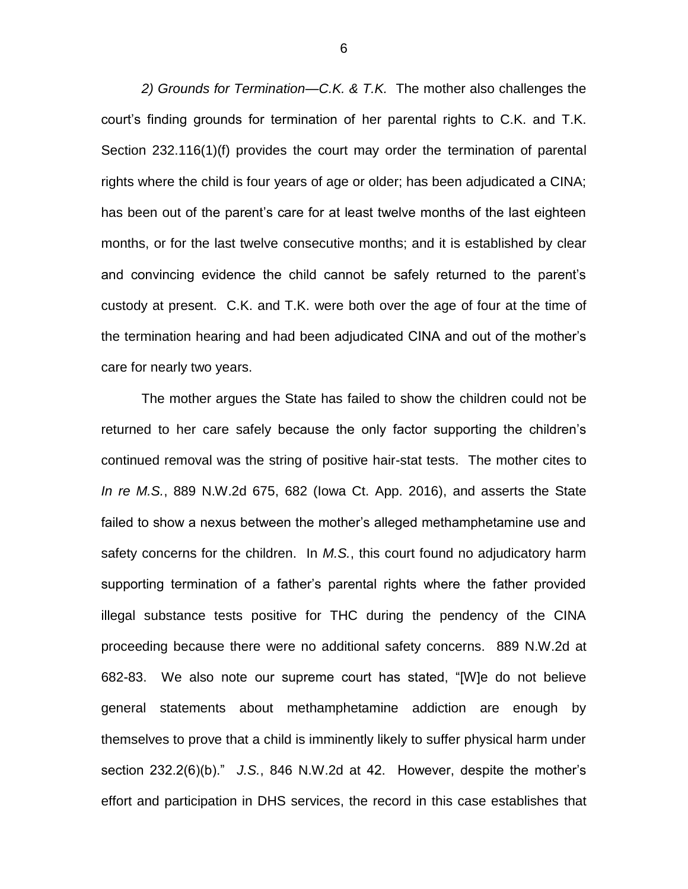*2) Grounds for Termination—C.K. & T.K.* The mother also challenges the court's finding grounds for termination of her parental rights to C.K. and T.K. Section 232.116(1)(f) provides the court may order the termination of parental rights where the child is four years of age or older; has been adjudicated a CINA; has been out of the parent's care for at least twelve months of the last eighteen months, or for the last twelve consecutive months; and it is established by clear and convincing evidence the child cannot be safely returned to the parent's custody at present. C.K. and T.K. were both over the age of four at the time of the termination hearing and had been adjudicated CINA and out of the mother's care for nearly two years.

The mother argues the State has failed to show the children could not be returned to her care safely because the only factor supporting the children's continued removal was the string of positive hair-stat tests. The mother cites to *In re M.S.*, 889 N.W.2d 675, 682 (Iowa Ct. App. 2016), and asserts the State failed to show a nexus between the mother's alleged methamphetamine use and safety concerns for the children. In *M.S.*, this court found no adjudicatory harm supporting termination of a father's parental rights where the father provided illegal substance tests positive for THC during the pendency of the CINA proceeding because there were no additional safety concerns. 889 N.W.2d at 682-83. We also note our supreme court has stated, "[W]e do not believe general statements about methamphetamine addiction are enough by themselves to prove that a child is imminently likely to suffer physical harm under section 232.2(6)(b)." *J.S.*, 846 N.W.2d at 42. However, despite the mother's effort and participation in DHS services, the record in this case establishes that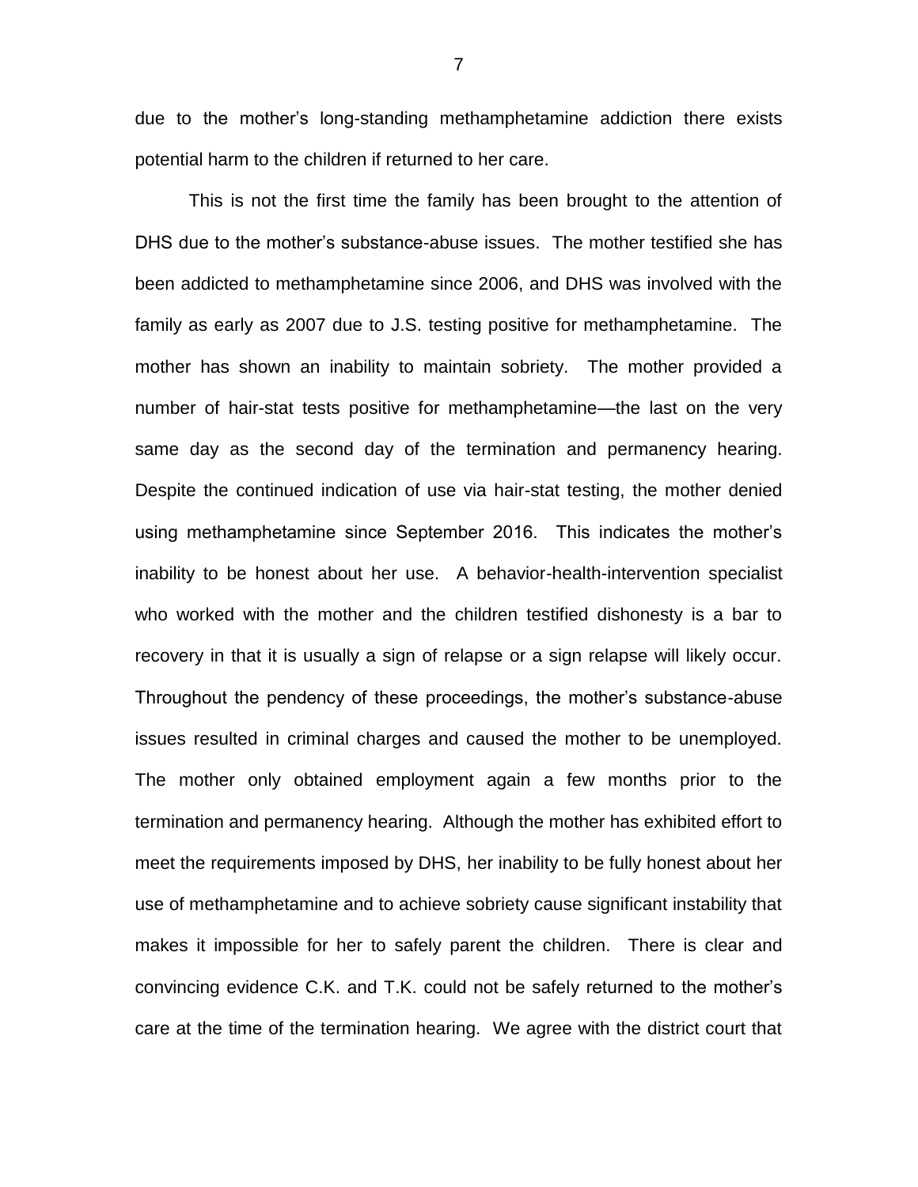due to the mother's long-standing methamphetamine addiction there exists potential harm to the children if returned to her care.

This is not the first time the family has been brought to the attention of DHS due to the mother's substance-abuse issues. The mother testified she has been addicted to methamphetamine since 2006, and DHS was involved with the family as early as 2007 due to J.S. testing positive for methamphetamine. The mother has shown an inability to maintain sobriety. The mother provided a number of hair-stat tests positive for methamphetamine—the last on the very same day as the second day of the termination and permanency hearing. Despite the continued indication of use via hair-stat testing, the mother denied using methamphetamine since September 2016. This indicates the mother's inability to be honest about her use. A behavior-health-intervention specialist who worked with the mother and the children testified dishonesty is a bar to recovery in that it is usually a sign of relapse or a sign relapse will likely occur. Throughout the pendency of these proceedings, the mother's substance-abuse issues resulted in criminal charges and caused the mother to be unemployed. The mother only obtained employment again a few months prior to the termination and permanency hearing. Although the mother has exhibited effort to meet the requirements imposed by DHS, her inability to be fully honest about her use of methamphetamine and to achieve sobriety cause significant instability that makes it impossible for her to safely parent the children. There is clear and convincing evidence C.K. and T.K. could not be safely returned to the mother's care at the time of the termination hearing. We agree with the district court that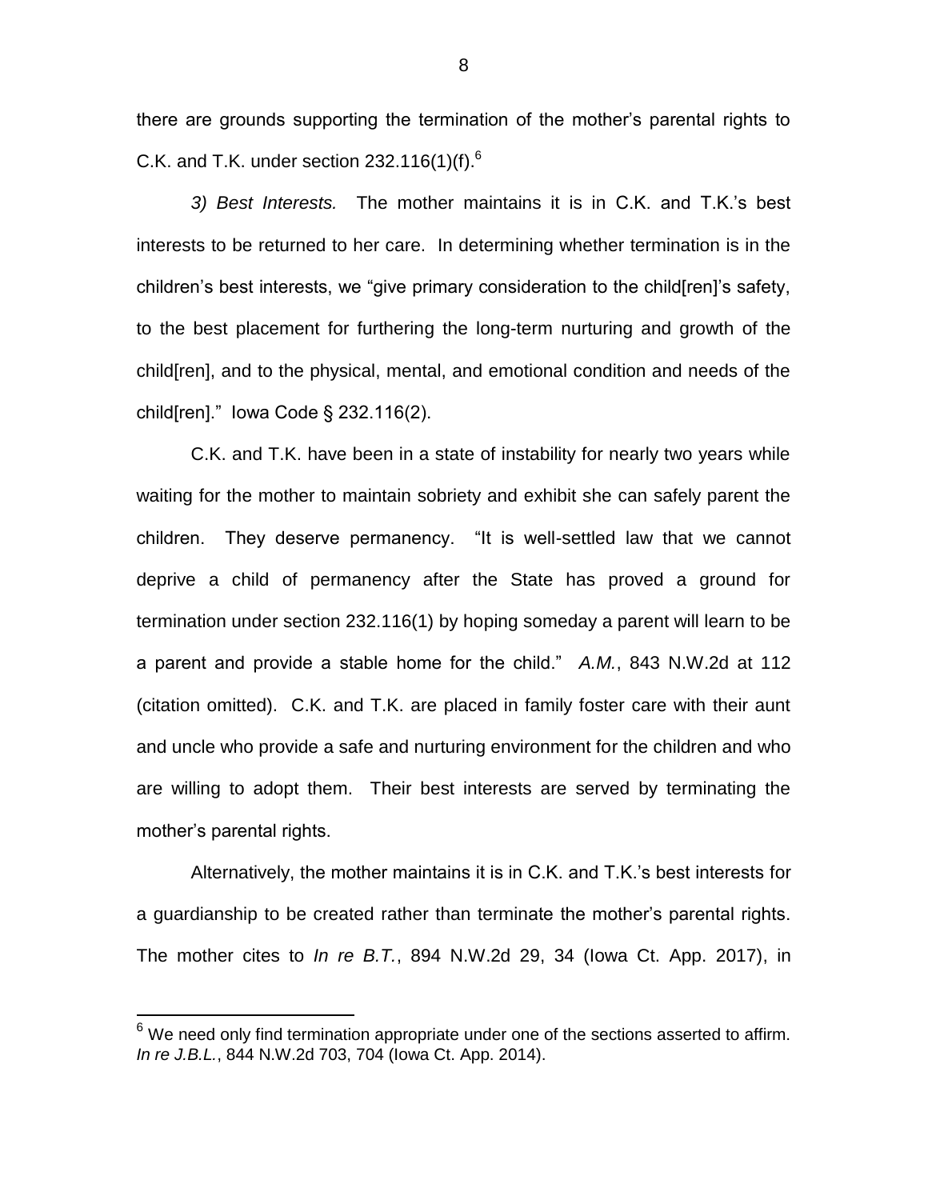there are grounds supporting the termination of the mother's parental rights to C.K. and T.K. under section 232.116(1)(f).[6]

*3) Best Interests.* The mother maintains it is in C.K. and T.K.'s best interests to be returned to her care. In determining whether termination is in the children's best interests, we "give primary consideration to the child[ren]'s safety, to the best placement for furthering the long-term nurturing and growth of the child[ren], and to the physical, mental, and emotional condition and needs of the child[ren]." Iowa Code § 232.116(2).

C.K. and T.K. have been in a state of instability for nearly two years while waiting for the mother to maintain sobriety and exhibit she can safely parent the children. They deserve permanency. "It is well-settled law that we cannot deprive a child of permanency after the State has proved a ground for termination under section 232.116(1) by hoping someday a parent will learn to be a parent and provide a stable home for the child." *A.M.*, 843 N.W.2d at 112 (citation omitted). C.K. and T.K. are placed in family foster care with their aunt and uncle who provide a safe and nurturing environment for the children and who are willing to adopt them. Their best interests are served by terminating the mother's parental rights.

Alternatively, the mother maintains it is in C.K. and T.K.'s best interests for a guardianship to be created rather than terminate the mother's parental rights. The mother cites to *In re B.T.*, 894 N.W.2d 29, 34 (Iowa Ct. App. 2017), in

---

[6] We need only find termination appropriate under one of the sections asserted to affirm. *In re J.B.L.*, 844 N.W.2d 703, 704 (Iowa Ct. App. 2014).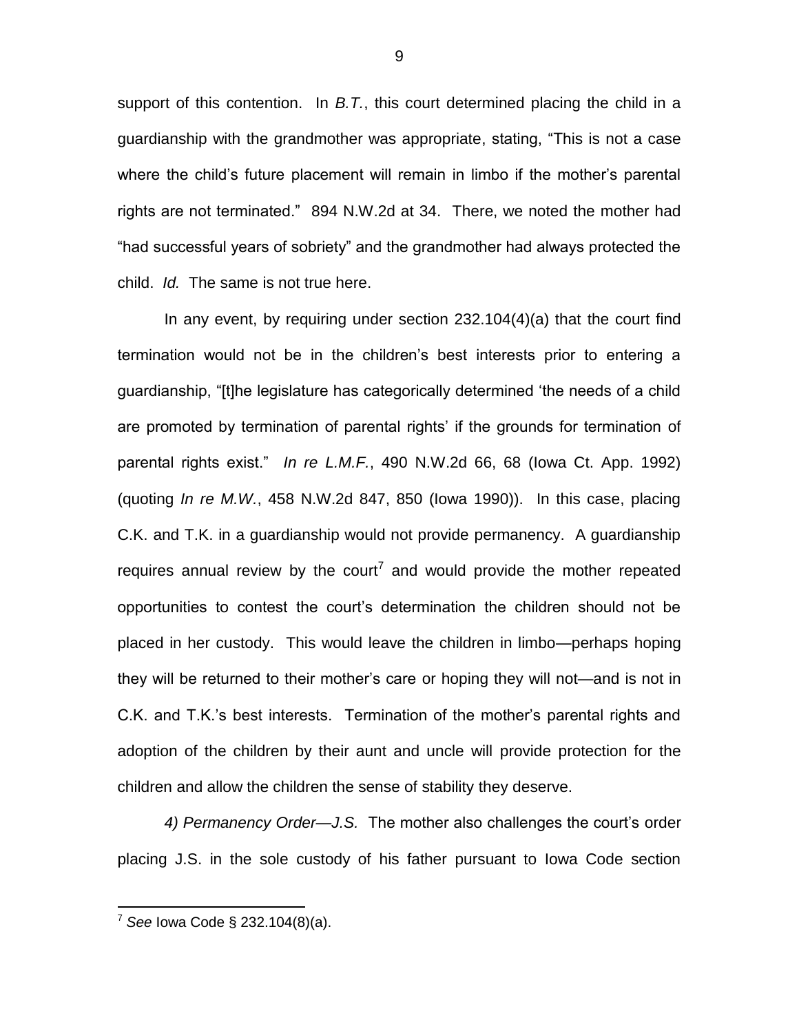support of this contention. In *B.T.*, this court determined placing the child in a guardianship with the grandmother was appropriate, stating, "This is not a case where the child's future placement will remain in limbo if the mother's parental rights are not terminated." 894 N.W.2d at 34. There, we noted the mother had "had successful years of sobriety" and the grandmother had always protected the child. *Id.* The same is not true here.

In any event, by requiring under section 232.104(4)(a) that the court find termination would not be in the children's best interests prior to entering a guardianship, "[t]he legislature has categorically determined 'the needs of a child are promoted by termination of parental rights' if the grounds for termination of parental rights exist." *In re L.M.F.*, 490 N.W.2d 66, 68 (Iowa Ct. App. 1992) (quoting *In re M.W.*, 458 N.W.2d 847, 850 (Iowa 1990)). In this case, placing C.K. and T.K. in a guardianship would not provide permanency. A guardianship requires annual review by the court[7] and would provide the mother repeated opportunities to contest the court's determination the children should not be placed in her custody. This would leave the children in limbo—perhaps hoping they will be returned to their mother's care or hoping they will not—and is not in C.K. and T.K.'s best interests. Termination of the mother's parental rights and adoption of the children by their aunt and uncle will provide protection for the children and allow the children the sense of stability they deserve.

*4) Permanency Order—J.S.* The mother also challenges the court's order placing J.S. in the sole custody of his father pursuant to Iowa Code section

[7] *See* Iowa Code § 232.104(8)(a).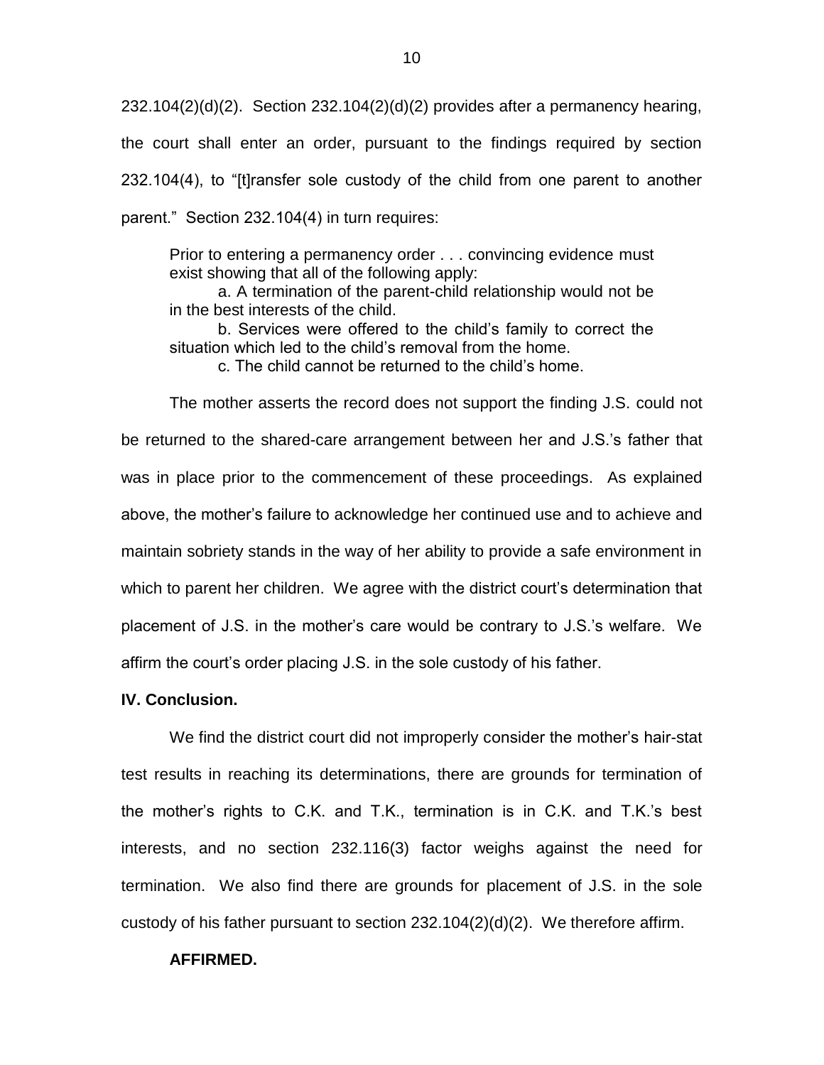232.104(2)(d)(2). Section 232.104(2)(d)(2) provides after a permanency hearing, the court shall enter an order, pursuant to the findings required by section 232.104(4), to "[t]ransfer sole custody of the child from one parent to another parent." Section 232.104(4) in turn requires:

> Prior to entering a permanency order . . . convincing evidence must exist showing that all of the following apply:
>
> a. A termination of the parent-child relationship would not be in the best interests of the child.
>
> b. Services were offered to the child's family to correct the situation which led to the child's removal from the home.
>
> c. The child cannot be returned to the child's home.

The mother asserts the record does not support the finding J.S. could not be returned to the shared-care arrangement between her and J.S.'s father that was in place prior to the commencement of these proceedings. As explained above, the mother's failure to acknowledge her continued use and to achieve and maintain sobriety stands in the way of her ability to provide a safe environment in which to parent her children. We agree with the district court's determination that placement of J.S. in the mother's care would be contrary to J.S.'s welfare. We affirm the court's order placing J.S. in the sole custody of his father.

**IV. Conclusion.**

We find the district court did not improperly consider the mother's hair-stat test results in reaching its determinations, there are grounds for termination of the mother's rights to C.K. and T.K., termination is in C.K. and T.K.'s best interests, and no section 232.116(3) factor weighs against the need for termination. We also find there are grounds for placement of J.S. in the sole custody of his father pursuant to section 232.104(2)(d)(2). We therefore affirm.

**AFFIRMED.**